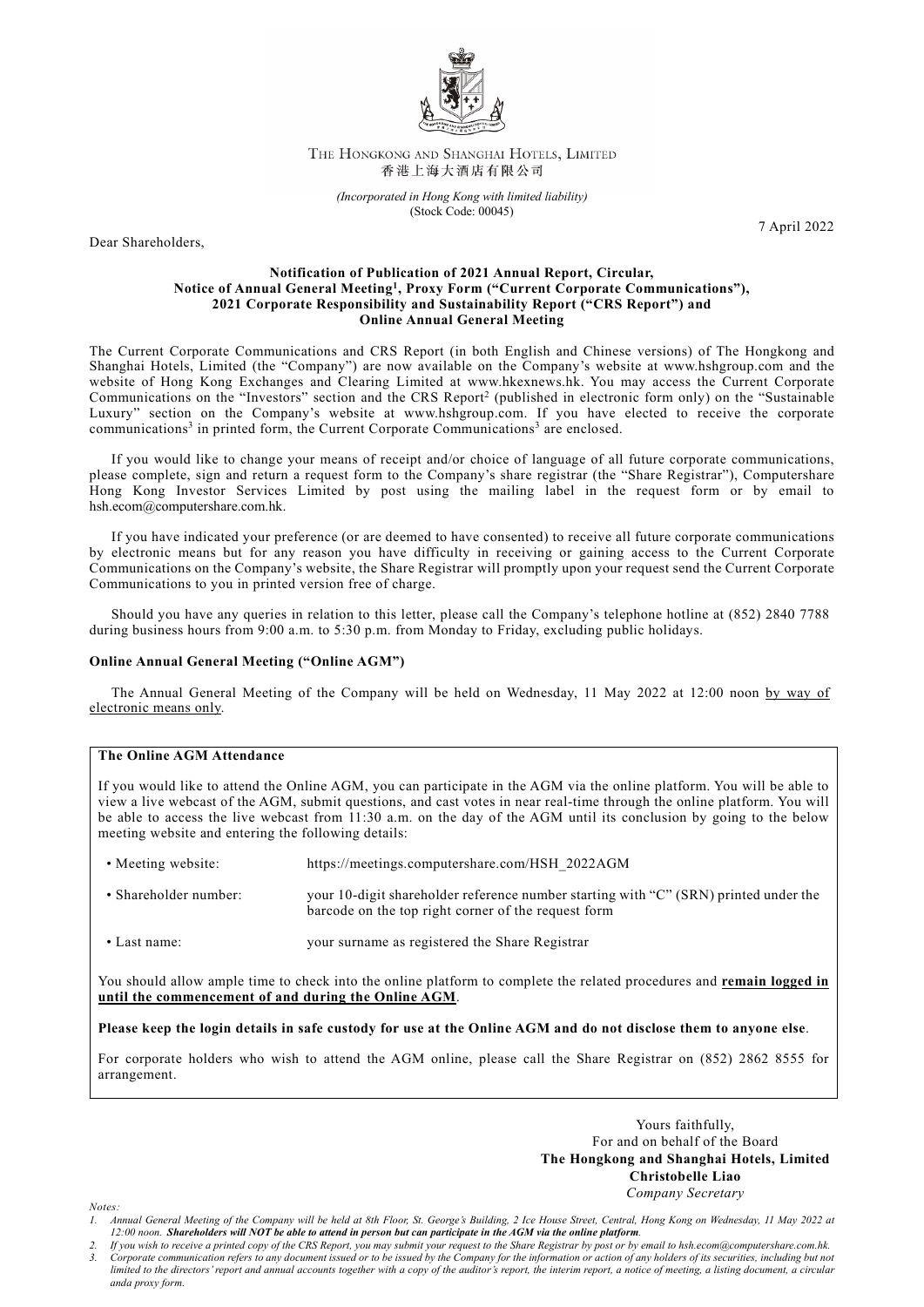THE HONGKONG AND SHANGHAI HOTELS, LIMITED
香港上海大酒店有限公司

*(Incorporated in Hong Kong with limited liability)*
(Stock Code: 00045)

7 April 2022

Dear Shareholders,

**Notification of Publication of 2021 Annual Report, Circular, Notice of Annual General Meeting[1], Proxy Form ("Current Corporate Communications"), 2021 Corporate Responsibility and Sustainability Report ("CRS Report") and Online Annual General Meeting**

The Current Corporate Communications and CRS Report (in both English and Chinese versions) of The Hongkong and Shanghai Hotels, Limited (the "Company") are now available on the Company's website at www.hshgroup.com and the website of Hong Kong Exchanges and Clearing Limited at www.hkexnews.hk. You may access the Current Corporate Communications on the "Investors" section and the CRS Report[2] (published in electronic form only) on the "Sustainable Luxury" section on the Company's website at www.hshgroup.com. If you have elected to receive the corporate communications[3] in printed form, the Current Corporate Communications[3] are enclosed.

If you would like to change your means of receipt and/or choice of language of all future corporate communications, please complete, sign and return a request form to the Company's share registrar (the "Share Registrar"), Computershare Hong Kong Investor Services Limited by post using the mailing label in the request form or by email to hsh.ecom@computershare.com.hk.

If you have indicated your preference (or are deemed to have consented) to receive all future corporate communications by electronic means but for any reason you have difficulty in receiving or gaining access to the Current Corporate Communications on the Company's website, the Share Registrar will promptly upon your request send the Current Corporate Communications to you in printed version free of charge.

Should you have any queries in relation to this letter, please call the Company's telephone hotline at (852) 2840 7788 during business hours from 9:00 a.m. to 5:30 p.m. from Monday to Friday, excluding public holidays.

**Online Annual General Meeting ("Online AGM")**

The Annual General Meeting of the Company will be held on Wednesday, 11 May 2022 at 12:00 noon by way of electronic means only.

**The Online AGM Attendance**

If you would like to attend the Online AGM, you can participate in the AGM via the online platform. You will be able to view a live webcast of the AGM, submit questions, and cast votes in near real-time through the online platform. You will be able to access the live webcast from 11:30 a.m. on the day of the AGM until its conclusion by going to the below meeting website and entering the following details:

- Meeting website: https://meetings.computershare.com/HSH_2022AGM
- Shareholder number: your 10-digit shareholder reference number starting with "C" (SRN) printed under the barcode on the top right corner of the request form
- Last name: your surname as registered the Share Registrar

You should allow ample time to check into the online platform to complete the related procedures and **remain logged in until the commencement of and during the Online AGM**.

**Please keep the login details in safe custody for use at the Online AGM and do not disclose them to anyone else**.

For corporate holders who wish to attend the AGM online, please call the Share Registrar on (852) 2862 8555 for arrangement.

Yours faithfully,
For and on behalf of the Board
**The Hongkong and Shanghai Hotels, Limited**
**Christobelle Liao**
*Company Secretary*

*Notes:*

*1. Annual General Meeting of the Company will be held at 8th Floor, St. George's Building, 2 Ice House Street, Central, Hong Kong on Wednesday, 11 May 2022 at 12:00 noon.* ***Shareholders will NOT be able to attend in person but can participate in the AGM via the online platform.***

*2. If you wish to receive a printed copy of the CRS Report, you may submit your request to the Share Registrar by post or by email to hsh.ecom@computershare.com.hk.*

*3. Corporate communication refers to any document issued or to be issued by the Company for the information or action of any holders of its securities, including but not limited to the directors' report and annual accounts together with a copy of the auditor's report, the interim report, a notice of meeting, a listing document, a circular anda proxy form.*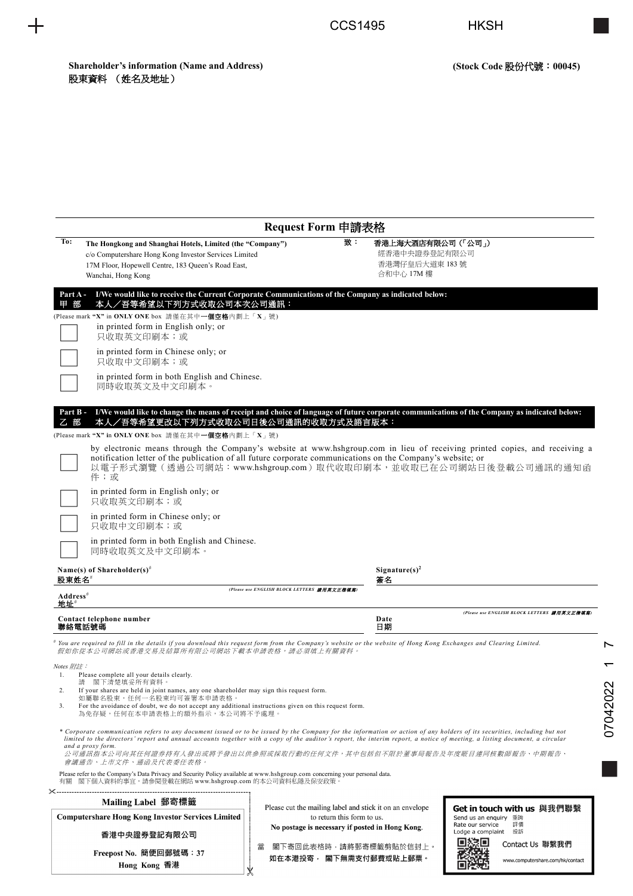CCS1495 HKSH

**Shareholder's information (Name and Address)**
**股東資料 （姓名及地址）**

**(Stock Code 股份代號：00045)**

## Request Form 申請表格

**To:** **The Hongkong and Shanghai Hotels, Limited (the "Company")**
c/o Computershare Hong Kong Investor Services Limited
17M Floor, Hopewell Centre, 183 Queen's Road East,
Wanchai, Hong Kong

**致：** **香港上海大酒店有限公司(「公司」)**
經香港中央證券登記有限公司
香港灣仔皇后大道東 183 號
合和中心 17M 樓

**Part A - I/We would like to receive the Current Corporate Communications of the Company as indicated below:**
**甲 部 本人／吾等希望以下列方式收取公司本次公司通訊：**

(Please mark **"X"** in **ONLY ONE** box 請僅在其中**一個空格**內劃上「**X**」號)

- ☐ in printed form in English only; or
  只收取英文印刷本；或
- ☐ in printed form in Chinese only; or
  只收取中文印刷本；或
- ☐ in printed form in both English and Chinese.
  同時收取英文及中文印刷本。

**Part B - I/We would like to change the means of receipt and choice of language of future corporate communications of the Company as indicated below:**
**乙 部 本人／吾等希望更改以下列方式收取公司日後公司通訊的收取方式及語言版本：**

(Please mark **"X"** in **ONLY ONE** box 請僅在其中**一個空格**內劃上「**X**」號)

- ☐ by electronic means through the Company's website at www.hshgroup.com in lieu of receiving printed copies, and receiving a notification letter of the publication of all future corporate communications on the Company's website; or
  以電子形式瀏覽（透過公司網站：www.hshgroup.com）取代收取印刷本，並收取已在公司網站日後登載公司通訊的通知函件；或
- ☐ in printed form in English only; or
  只收取英文印刷本；或
- ☐ in printed form in Chinese only; or
  只收取中文印刷本；或
- ☐ in printed form in both English and Chinese.
  同時收取英文及中文印刷本。

| | |
|---|---|
| **Name(s) of Shareholder(s)**[#] **股東姓名**[#] *(Please use ENGLISH BLOCK LETTERS 請用英文正楷填寫)* | **Signature(s)**[2] **簽名** |
| **Address**[#] **地址**[#] *(Please use ENGLISH BLOCK LETTERS 請用英文正楷填寫)* | |
| **Contact telephone number 聯絡電話號碼** | **Date 日期** |

[#] *You are required to fill in the details if you download this request form from the Company's website or the website of Hong Kong Exchanges and Clearing Limited.*
*假如你從本公司網站或香港交易及結算所有限公司網站下載本申請表格，請必須填上有關資料。*

*Notes 附註：*

1. Please complete all your details clearly.
   請 閣下清楚填妥所有資料。
2. If your shares are held in joint names, any one shareholder may sign this request form.
   如屬聯名股東，任何一名股東均可簽署本申請表格。
3. For the avoidance of doubt, we do not accept any additional instructions given on this request form.
   為免存疑，任何在本申請表格上的額外指示，本公司將不予處理。

\* *Corporate communication refers to any document issued or to be issued by the Company for the information or action of any holders of its securities, including but not limited to the directors' report and annual accounts together with a copy of the auditor's report, the interim report, a notice of meeting, a listing document, a circular and a proxy form.*
*公司通訊指本公司向其任何證券持有人發出或將予發出以供參照或採取行動的任何文件，其中包括但不限於董事局報告及年度賬目連同核數師報告、中期報告、會議通告、上市文件、通函及代表委任表格。*

Please refer to the Company's Data Privacy and Security Policy available at www.hshgroup.com concerning your personal data.
有關 閣下個人資料的事宜，請參閱登載在網站 www.hshgroup.com 的本公司資料私隱及保安政策。

**Mailing Label 郵寄標籤**

**Computershare Hong Kong Investor Services Limited**
**香港中央證券登記有限公司**
**Freepost No. 簡便回郵號碼：37**
**Hong Kong 香港**

Please cut the mailing label and stick it on an envelope to return this form to us.
**No postage is necessary if posted in Hong Kong.**
當 閣下寄回此表格時，請將郵寄標籤剪貼於信封上。
**如在本港投寄， 閣下無需支付郵費或貼上郵票。**

**Get in touch with us 與我們聯繫**
Send us an enquiry 垂詢
Rate our service 評價
Lodge a complaint 投訴
Contact Us 聯繫我們
www.computershare.com/hk/contact

07042022 1 7